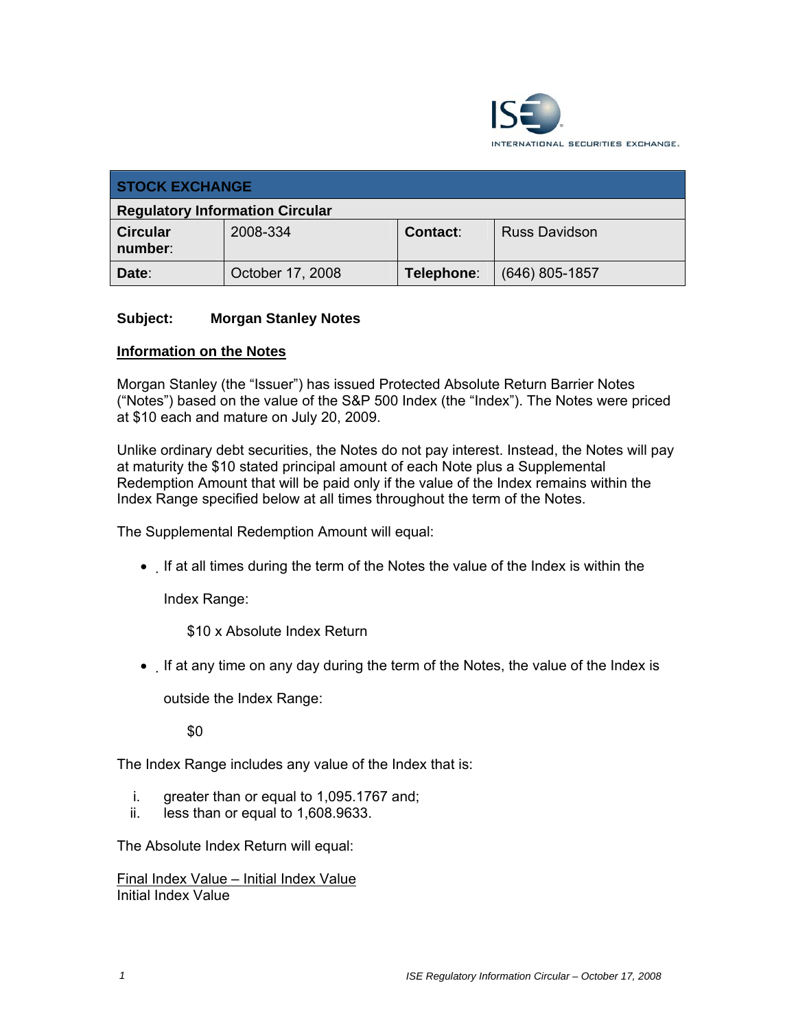| STOCK EXCHANGE | | | |
|---|---|---|---|
| **Regulatory Information Circular** | | | |
| **Circular number**: | 2008-334 | **Contact**: | Russ Davidson |
| **Date**: | October 17, 2008 | **Telephone**: | (646) 805-1857 |

**Subject: Morgan Stanley Notes**

## Information on the Notes

Morgan Stanley (the "Issuer") has issued Protected Absolute Return Barrier Notes ("Notes") based on the value of the S&P 500 Index (the "Index"). The Notes were priced at $10 each and mature on July 20, 2009.

Unlike ordinary debt securities, the Notes do not pay interest. Instead, the Notes will pay at maturity the $10 stated principal amount of each Note plus a Supplemental Redemption Amount that will be paid only if the value of the Index remains within the Index Range specified below at all times throughout the term of the Notes.

The Supplemental Redemption Amount will equal:

- If at all times during the term of the Notes the value of the Index is within the Index Range:

  $10 x Absolute Index Return

- If at any time on any day during the term of the Notes, the value of the Index is outside the Index Range:

  $0

The Index Range includes any value of the Index that is:

i. greater than or equal to 1,095.1767 and;
ii. less than or equal to 1,608.9633.

The Absolute Index Return will equal:

$$\frac{\text{Final Index Value} - \text{Initial Index Value}}{\text{Initial Index Value}}$$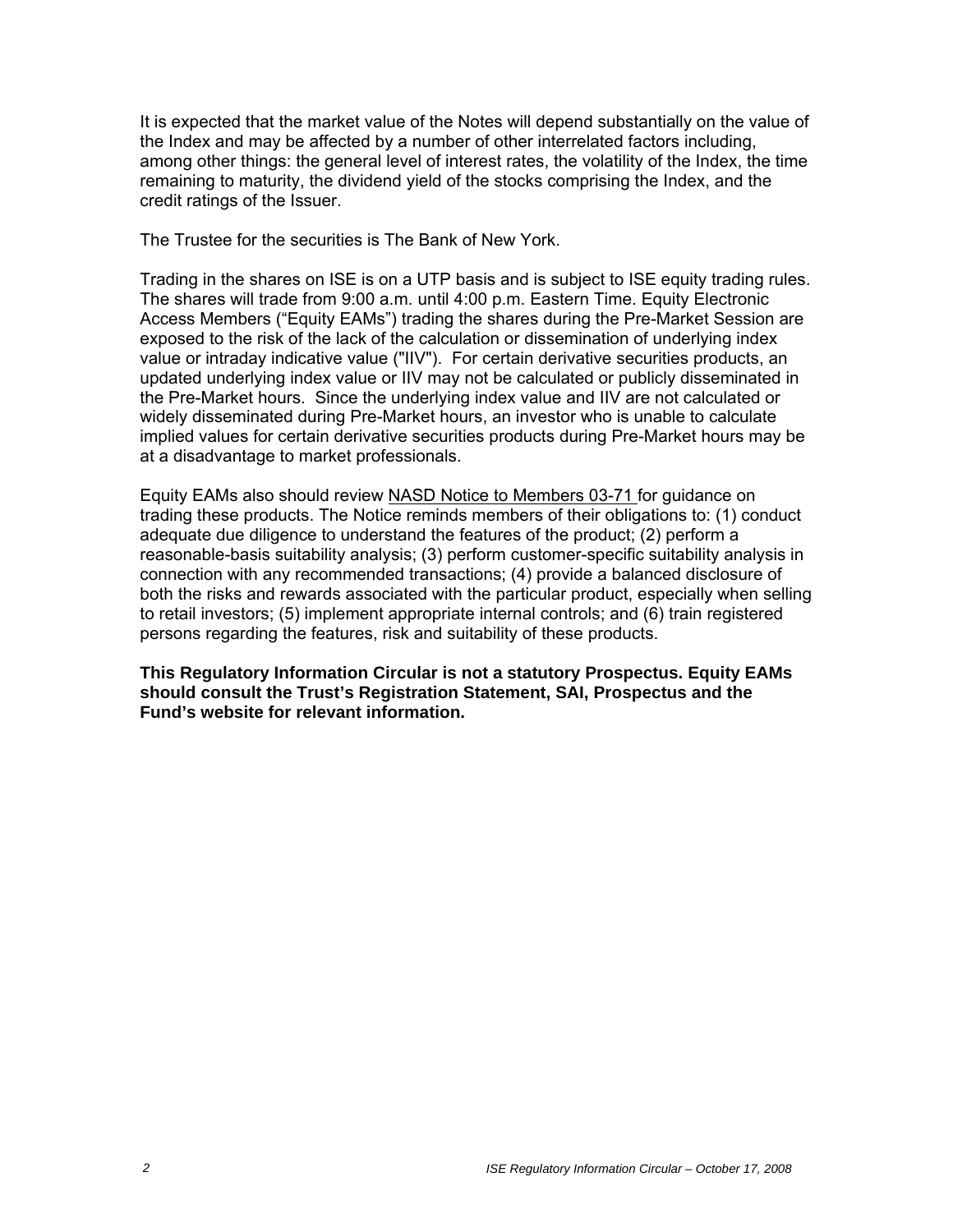It is expected that the market value of the Notes will depend substantially on the value of the Index and may be affected by a number of other interrelated factors including, among other things: the general level of interest rates, the volatility of the Index, the time remaining to maturity, the dividend yield of the stocks comprising the Index, and the credit ratings of the Issuer.

The Trustee for the securities is The Bank of New York.

Trading in the shares on ISE is on a UTP basis and is subject to ISE equity trading rules. The shares will trade from 9:00 a.m. until 4:00 p.m. Eastern Time. Equity Electronic Access Members ("Equity EAMs") trading the shares during the Pre-Market Session are exposed to the risk of the lack of the calculation or dissemination of underlying index value or intraday indicative value ("IIV"). For certain derivative securities products, an updated underlying index value or IIV may not be calculated or publicly disseminated in the Pre-Market hours. Since the underlying index value and IIV are not calculated or widely disseminated during Pre-Market hours, an investor who is unable to calculate implied values for certain derivative securities products during Pre-Market hours may be at a disadvantage to market professionals.

Equity EAMs also should review NASD Notice to Members 03-71 for guidance on trading these products. The Notice reminds members of their obligations to: (1) conduct adequate due diligence to understand the features of the product; (2) perform a reasonable-basis suitability analysis; (3) perform customer-specific suitability analysis in connection with any recommended transactions; (4) provide a balanced disclosure of both the risks and rewards associated with the particular product, especially when selling to retail investors; (5) implement appropriate internal controls; and (6) train registered persons regarding the features, risk and suitability of these products.

**This Regulatory Information Circular is not a statutory Prospectus. Equity EAMs should consult the Trust's Registration Statement, SAI, Prospectus and the Fund's website for relevant information.**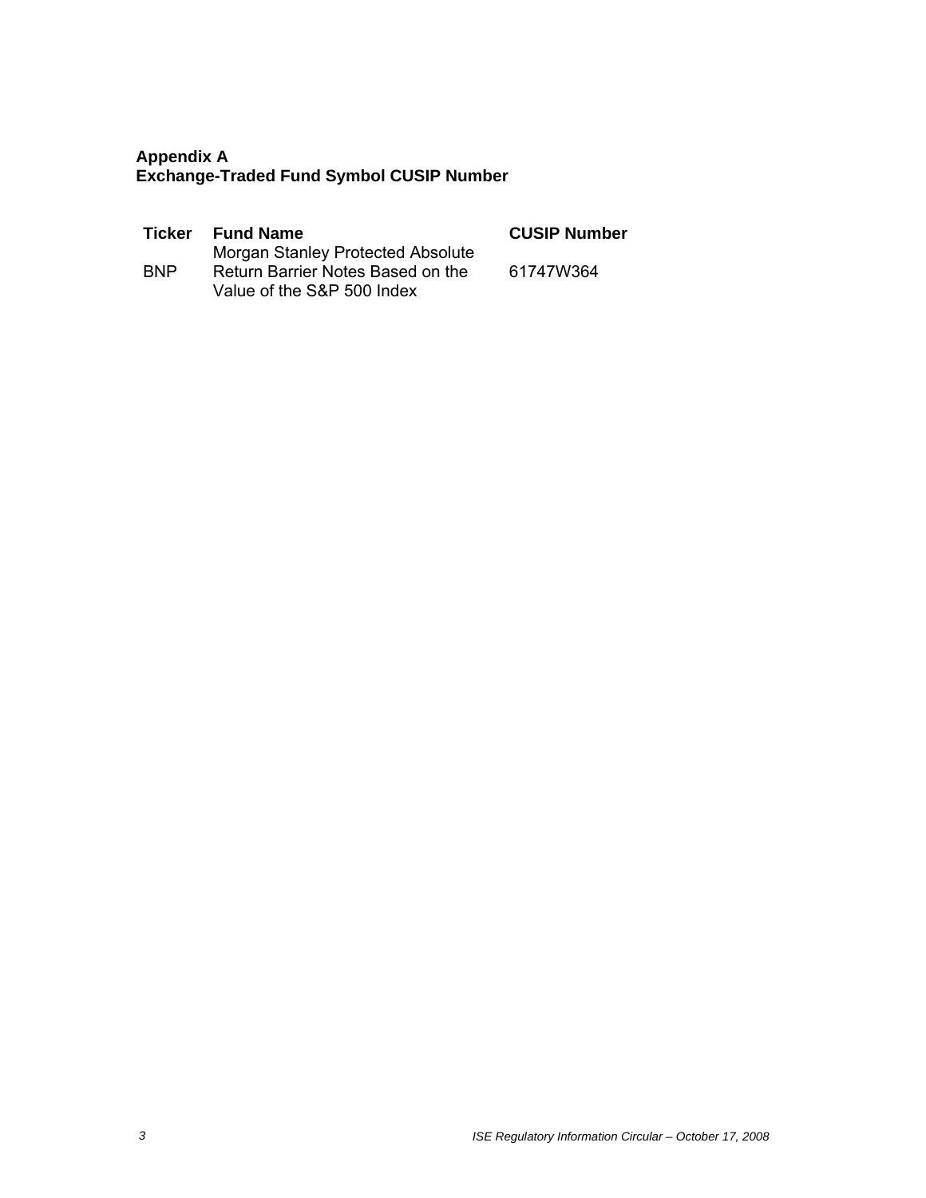**Appendix A**
**Exchange-Traded Fund Symbol CUSIP Number**

| Ticker | Fund Name | CUSIP Number |
|---|---|---|
| BNP | Morgan Stanley Protected Absolute Return Barrier Notes Based on the Value of the S&P 500 Index | 61747W364 |